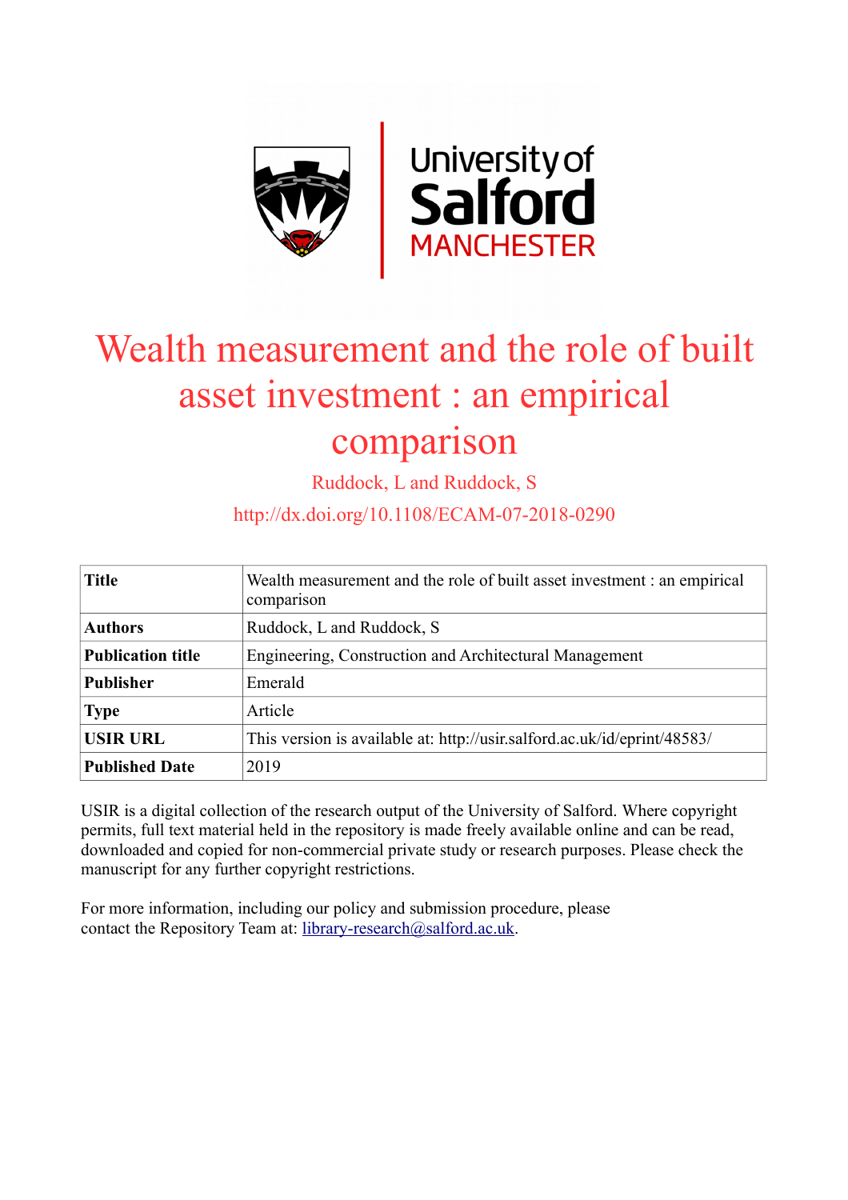# Wealth measurement and the role of built asset investment : an empirical comparison

Ruddock, L and Ruddock, S

http://dx.doi.org/10.1108/ECAM-07-2018-0290

| | |
|---|---|
| **Title** | Wealth measurement and the role of built asset investment : an empirical comparison |
| **Authors** | Ruddock, L and Ruddock, S |
| **Publication title** | Engineering, Construction and Architectural Management |
| **Publisher** | Emerald |
| **Type** | Article |
| **USIR URL** | This version is available at: http://usir.salford.ac.uk/id/eprint/48583/ |
| **Published Date** | 2019 |

USIR is a digital collection of the research output of the University of Salford. Where copyright permits, full text material held in the repository is made freely available online and can be read, downloaded and copied for non-commercial private study or research purposes. Please check the manuscript for any further copyright restrictions.

For more information, including our policy and submission procedure, please contact the Repository Team at: library-research@salford.ac.uk.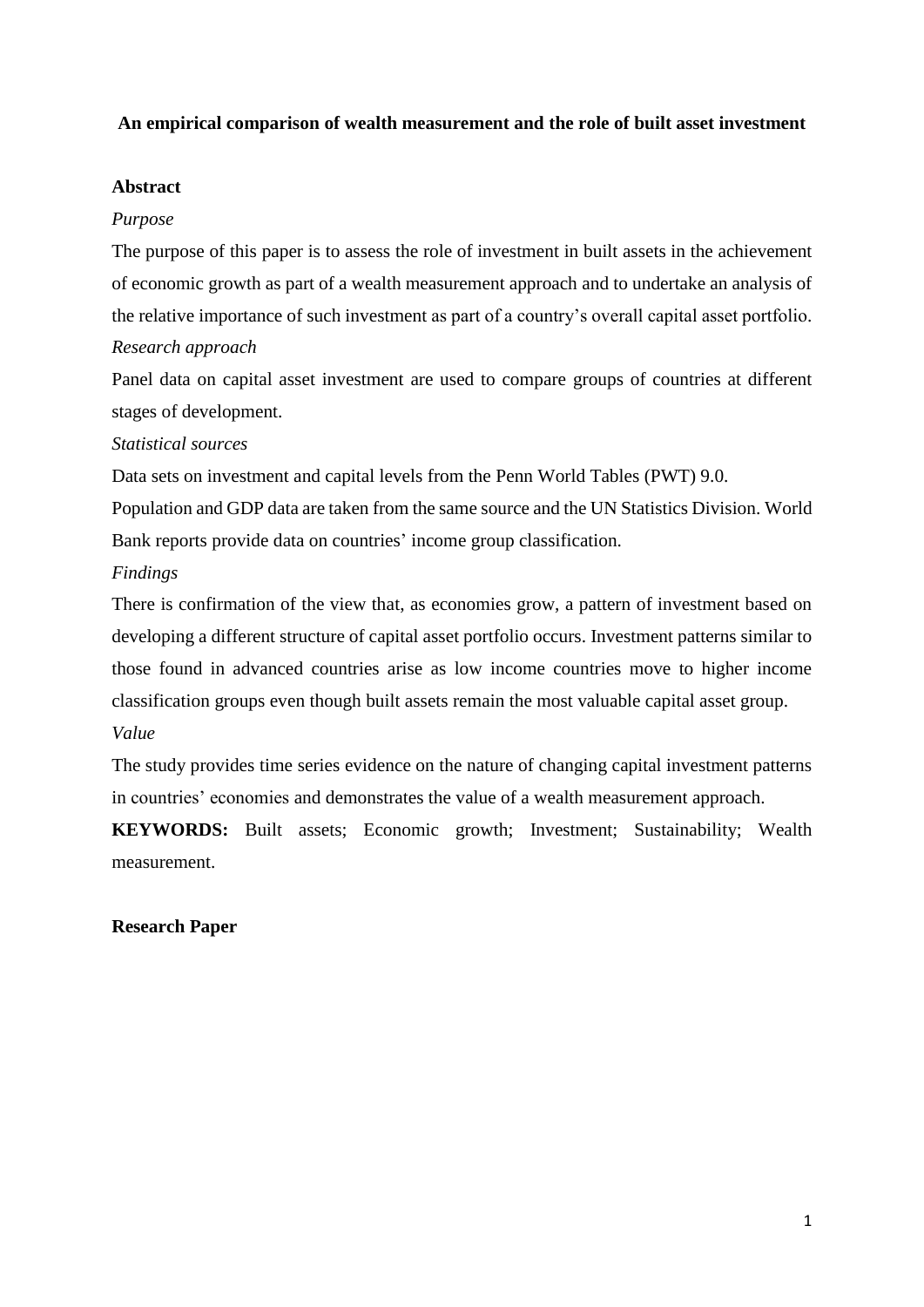**An empirical comparison of wealth measurement and the role of built asset investment**

**Abstract**

*Purpose*

The purpose of this paper is to assess the role of investment in built assets in the achievement of economic growth as part of a wealth measurement approach and to undertake an analysis of the relative importance of such investment as part of a country's overall capital asset portfolio.

*Research approach*

Panel data on capital asset investment are used to compare groups of countries at different stages of development.

*Statistical sources*

Data sets on investment and capital levels from the Penn World Tables (PWT) 9.0.

Population and GDP data are taken from the same source and the UN Statistics Division. World Bank reports provide data on countries' income group classification.

*Findings*

There is confirmation of the view that, as economies grow, a pattern of investment based on developing a different structure of capital asset portfolio occurs. Investment patterns similar to those found in advanced countries arise as low income countries move to higher income classification groups even though built assets remain the most valuable capital asset group.

*Value*

The study provides time series evidence on the nature of changing capital investment patterns in countries' economies and demonstrates the value of a wealth measurement approach.

**KEYWORDS:** Built assets; Economic growth; Investment; Sustainability; Wealth measurement.

**Research Paper**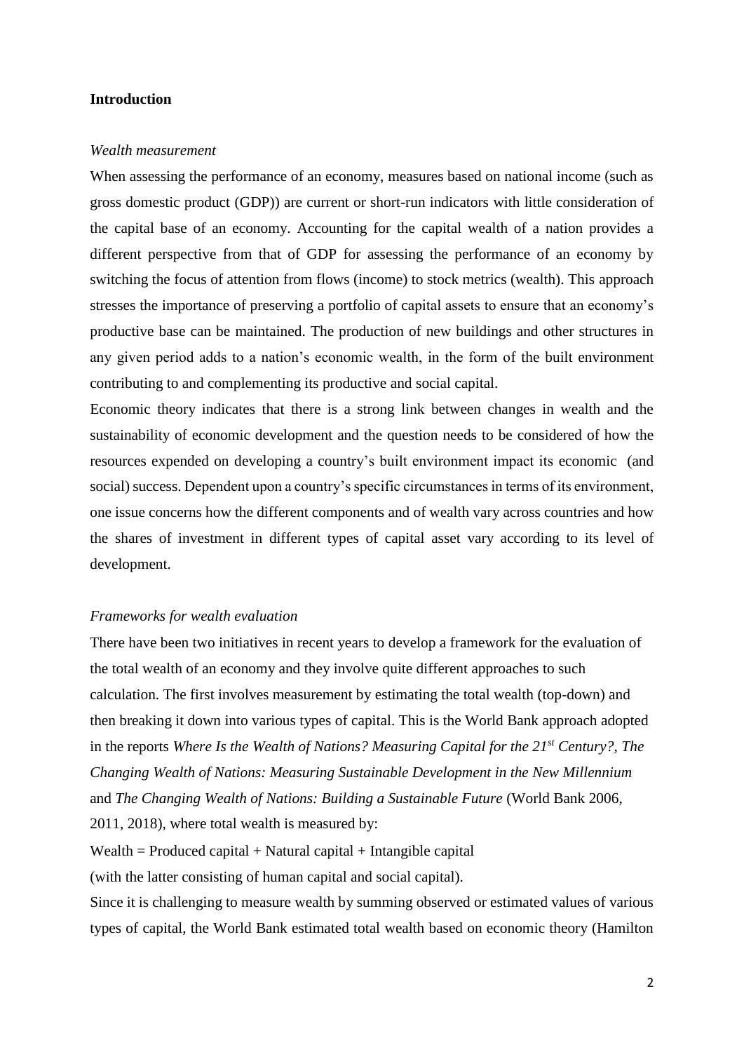## Introduction

*Wealth measurement*

When assessing the performance of an economy, measures based on national income (such as gross domestic product (GDP)) are current or short-run indicators with little consideration of the capital base of an economy. Accounting for the capital wealth of a nation provides a different perspective from that of GDP for assessing the performance of an economy by switching the focus of attention from flows (income) to stock metrics (wealth). This approach stresses the importance of preserving a portfolio of capital assets to ensure that an economy's productive base can be maintained. The production of new buildings and other structures in any given period adds to a nation's economic wealth, in the form of the built environment contributing to and complementing its productive and social capital.

Economic theory indicates that there is a strong link between changes in wealth and the sustainability of economic development and the question needs to be considered of how the resources expended on developing a country's built environment impact its economic (and social) success. Dependent upon a country's specific circumstances in terms of its environment, one issue concerns how the different components and of wealth vary across countries and how the shares of investment in different types of capital asset vary according to its level of development.

*Frameworks for wealth evaluation*

There have been two initiatives in recent years to develop a framework for the evaluation of the total wealth of an economy and they involve quite different approaches to such calculation. The first involves measurement by estimating the total wealth (top-down) and then breaking it down into various types of capital. This is the World Bank approach adopted in the reports *Where Is the Wealth of Nations? Measuring Capital for the 21st Century?*, *The Changing Wealth of Nations: Measuring Sustainable Development in the New Millennium* and *The Changing Wealth of Nations: Building a Sustainable Future* (World Bank 2006, 2011, 2018), where total wealth is measured by:

Wealth = Produced capital + Natural capital + Intangible capital

(with the latter consisting of human capital and social capital).

Since it is challenging to measure wealth by summing observed or estimated values of various types of capital, the World Bank estimated total wealth based on economic theory (Hamilton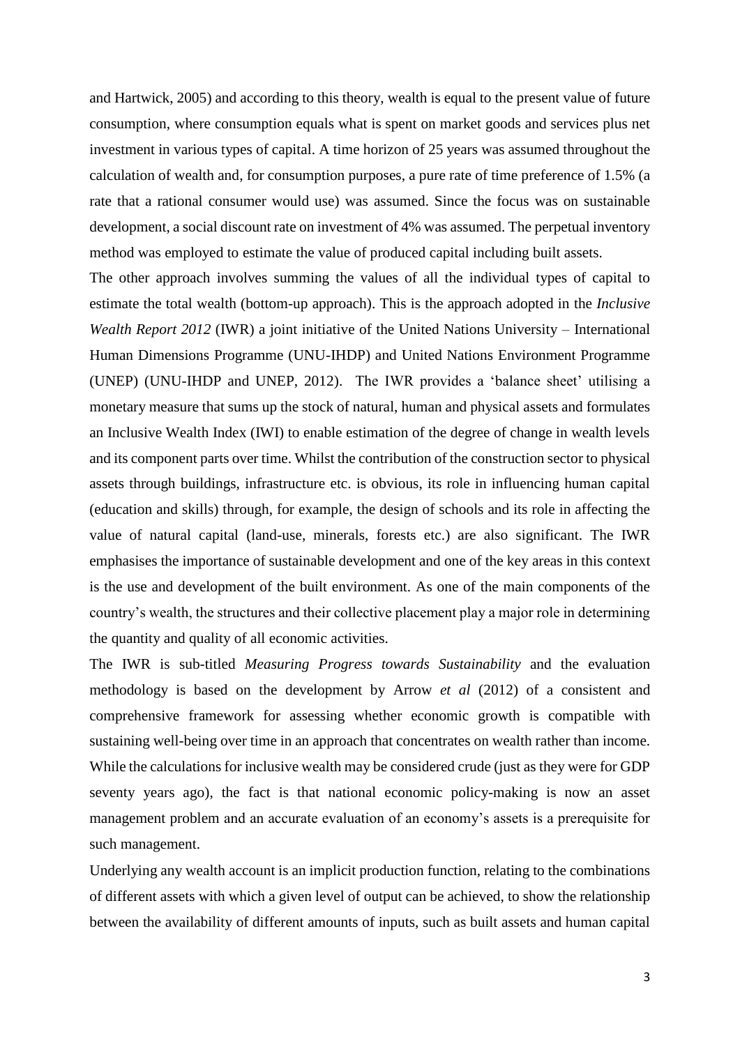and Hartwick, 2005) and according to this theory, wealth is equal to the present value of future consumption, where consumption equals what is spent on market goods and services plus net investment in various types of capital. A time horizon of 25 years was assumed throughout the calculation of wealth and, for consumption purposes, a pure rate of time preference of 1.5% (a rate that a rational consumer would use) was assumed. Since the focus was on sustainable development, a social discount rate on investment of 4% was assumed. The perpetual inventory method was employed to estimate the value of produced capital including built assets.

The other approach involves summing the values of all the individual types of capital to estimate the total wealth (bottom-up approach). This is the approach adopted in the *Inclusive Wealth Report 2012* (IWR) a joint initiative of the United Nations University – International Human Dimensions Programme (UNU-IHDP) and United Nations Environment Programme (UNEP) (UNU-IHDP and UNEP, 2012). The IWR provides a 'balance sheet' utilising a monetary measure that sums up the stock of natural, human and physical assets and formulates an Inclusive Wealth Index (IWI) to enable estimation of the degree of change in wealth levels and its component parts over time. Whilst the contribution of the construction sector to physical assets through buildings, infrastructure etc. is obvious, its role in influencing human capital (education and skills) through, for example, the design of schools and its role in affecting the value of natural capital (land-use, minerals, forests etc.) are also significant. The IWR emphasises the importance of sustainable development and one of the key areas in this context is the use and development of the built environment. As one of the main components of the country's wealth, the structures and their collective placement play a major role in determining the quantity and quality of all economic activities.

The IWR is sub-titled *Measuring Progress towards Sustainability* and the evaluation methodology is based on the development by Arrow *et al* (2012) of a consistent and comprehensive framework for assessing whether economic growth is compatible with sustaining well-being over time in an approach that concentrates on wealth rather than income. While the calculations for inclusive wealth may be considered crude (just as they were for GDP seventy years ago), the fact is that national economic policy-making is now an asset management problem and an accurate evaluation of an economy's assets is a prerequisite for such management.

Underlying any wealth account is an implicit production function, relating to the combinations of different assets with which a given level of output can be achieved, to show the relationship between the availability of different amounts of inputs, such as built assets and human capital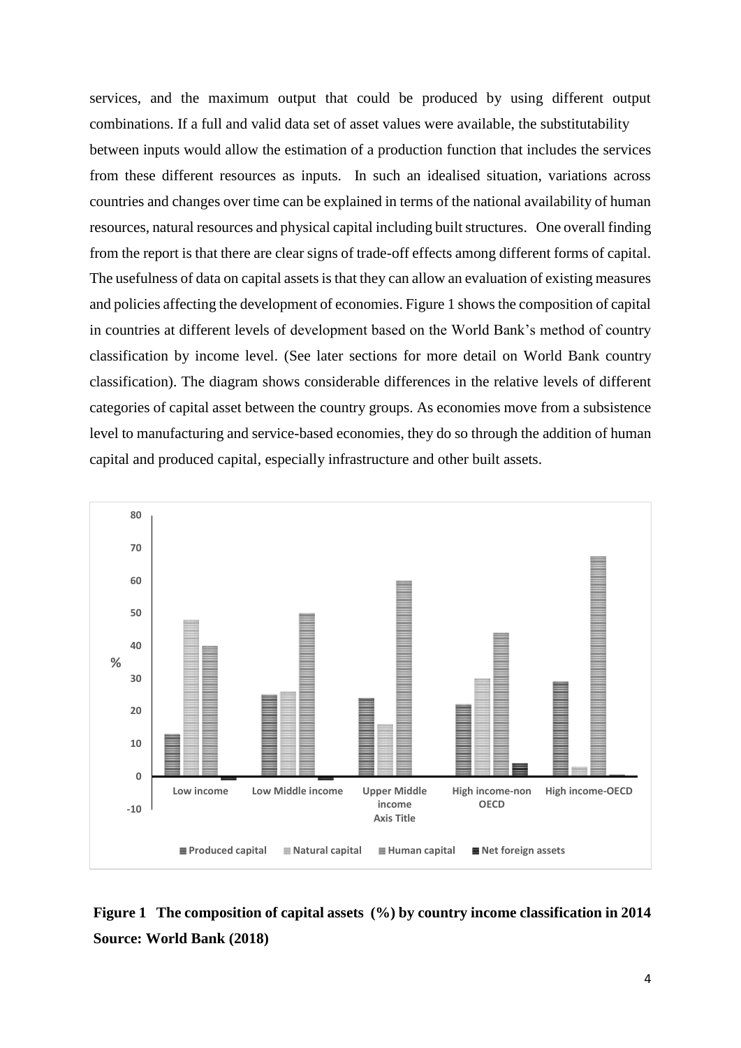services, and the maximum output that could be produced by using different output combinations. If a full and valid data set of asset values were available, the substitutability between inputs would allow the estimation of a production function that includes the services from these different resources as inputs. In such an idealised situation, variations across countries and changes over time can be explained in terms of the national availability of human resources, natural resources and physical capital including built structures. One overall finding from the report is that there are clear signs of trade-off effects among different forms of capital. The usefulness of data on capital assets is that they can allow an evaluation of existing measures and policies affecting the development of economies. Figure 1 shows the composition of capital in countries at different levels of development based on the World Bank's method of country classification by income level. (See later sections for more detail on World Bank country classification). The diagram shows considerable differences in the relative levels of different categories of capital asset between the country groups. As economies move from a subsistence level to manufacturing and service-based economies, they do so through the addition of human capital and produced capital, especially infrastructure and other built assets.

**Figure 1 The composition of capital assets (%) by country income classification in 2014**
**Source: World Bank (2018)**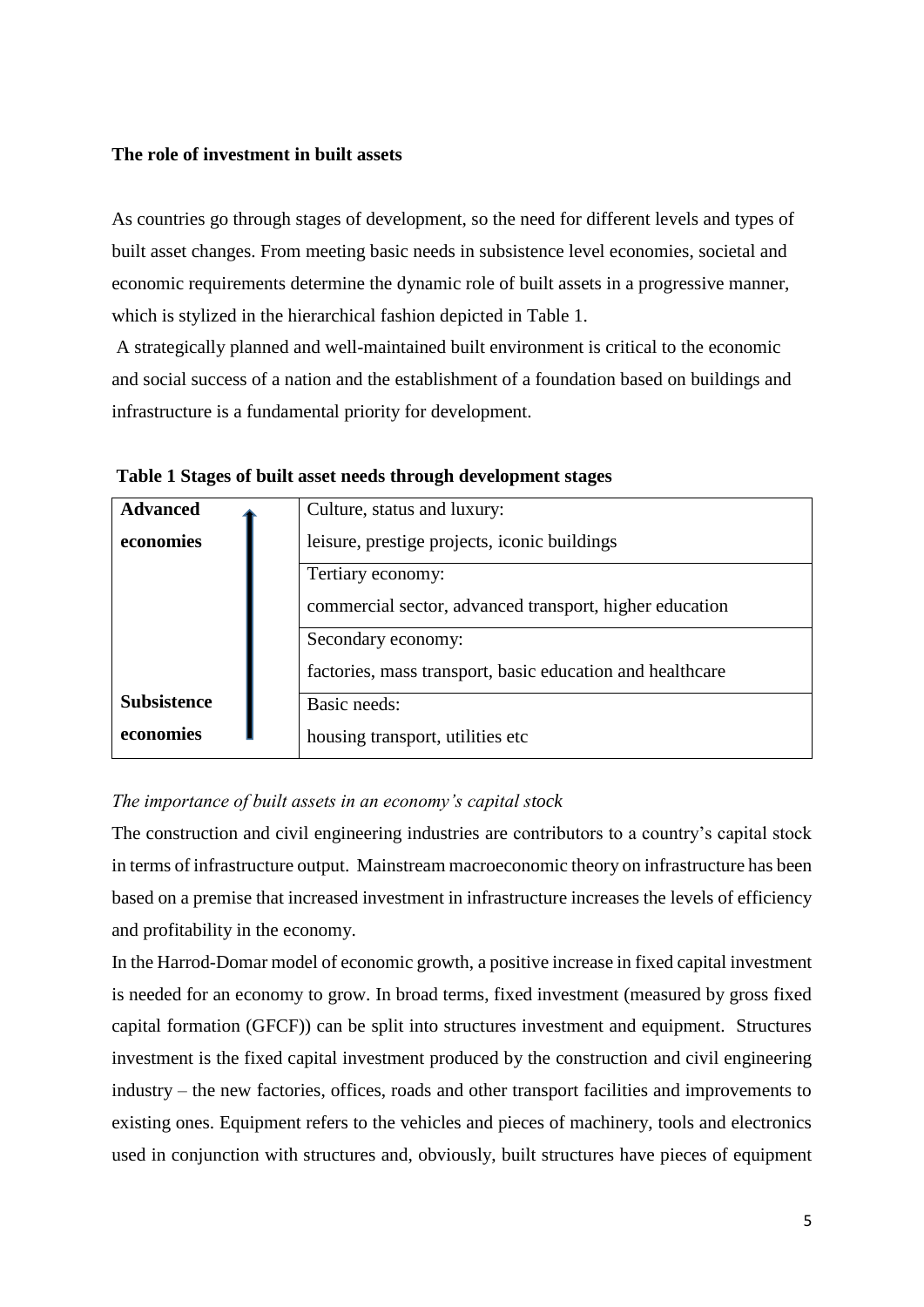**The role of investment in built assets**

As countries go through stages of development, so the need for different levels and types of built asset changes. From meeting basic needs in subsistence level economies, societal and economic requirements determine the dynamic role of built assets in a progressive manner, which is stylized in the hierarchical fashion depicted in Table 1.

A strategically planned and well-maintained built environment is critical to the economic and social success of a nation and the establishment of a foundation based on buildings and infrastructure is a fundamental priority for development.

**Table 1 Stages of built asset needs through development stages**

| | |
|---|---|
| **Advanced economies** ↑ | Culture, status and luxury: leisure, prestige projects, iconic buildings |
| | Tertiary economy: commercial sector, advanced transport, higher education |
| | Secondary economy: factories, mass transport, basic education and healthcare |
| **Subsistence economies** | Basic needs: housing transport, utilities etc |

*The importance of built assets in an economy's capital stock*

The construction and civil engineering industries are contributors to a country's capital stock in terms of infrastructure output. Mainstream macroeconomic theory on infrastructure has been based on a premise that increased investment in infrastructure increases the levels of efficiency and profitability in the economy.

In the Harrod-Domar model of economic growth, a positive increase in fixed capital investment is needed for an economy to grow. In broad terms, fixed investment (measured by gross fixed capital formation (GFCF)) can be split into structures investment and equipment. Structures investment is the fixed capital investment produced by the construction and civil engineering industry – the new factories, offices, roads and other transport facilities and improvements to existing ones. Equipment refers to the vehicles and pieces of machinery, tools and electronics used in conjunction with structures and, obviously, built structures have pieces of equipment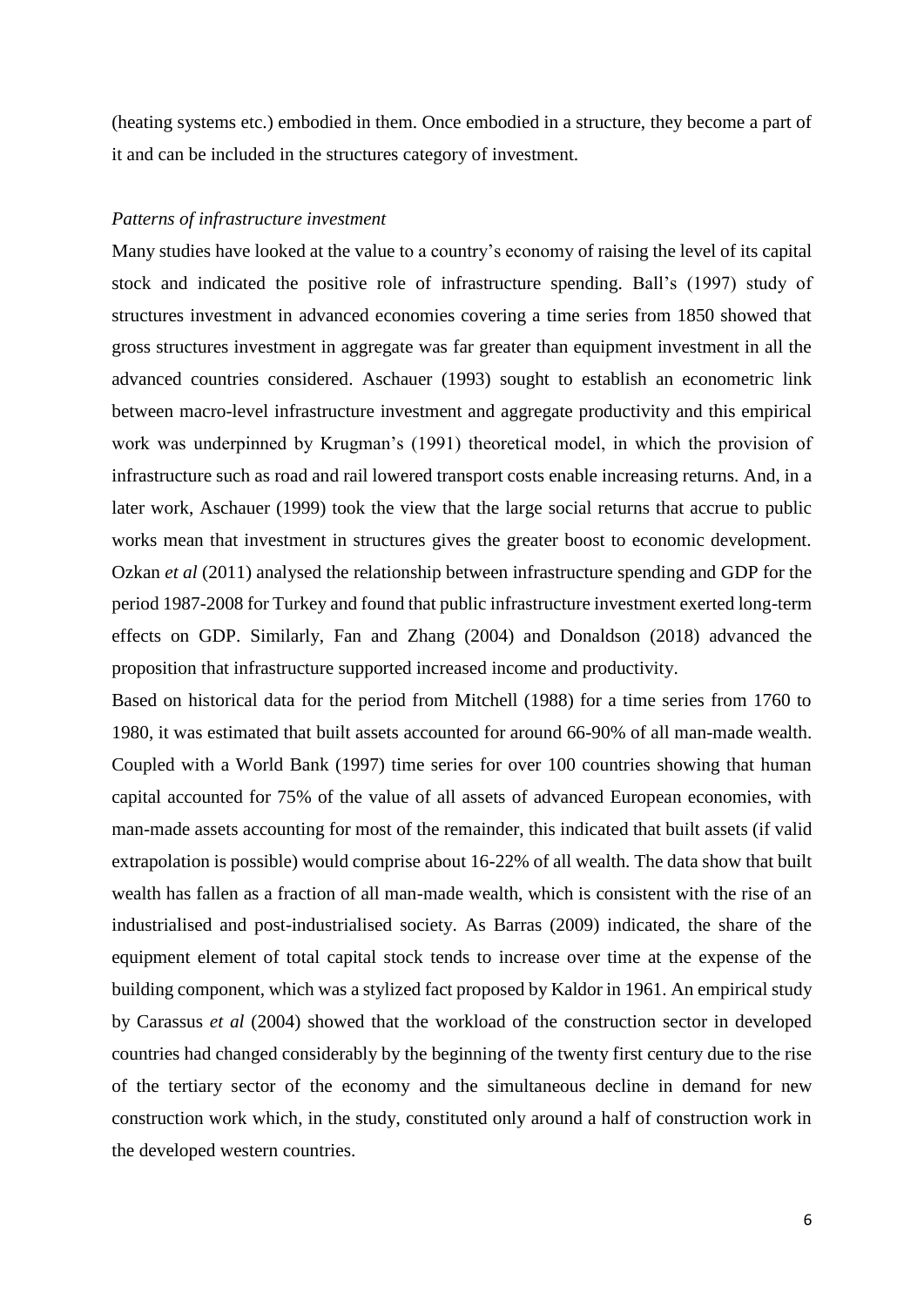(heating systems etc.) embodied in them. Once embodied in a structure, they become a part of it and can be included in the structures category of investment.

*Patterns of infrastructure investment*

Many studies have looked at the value to a country's economy of raising the level of its capital stock and indicated the positive role of infrastructure spending. Ball's (1997) study of structures investment in advanced economies covering a time series from 1850 showed that gross structures investment in aggregate was far greater than equipment investment in all the advanced countries considered. Aschauer (1993) sought to establish an econometric link between macro-level infrastructure investment and aggregate productivity and this empirical work was underpinned by Krugman's (1991) theoretical model, in which the provision of infrastructure such as road and rail lowered transport costs enable increasing returns. And, in a later work, Aschauer (1999) took the view that the large social returns that accrue to public works mean that investment in structures gives the greater boost to economic development. Ozkan *et al* (2011) analysed the relationship between infrastructure spending and GDP for the period 1987-2008 for Turkey and found that public infrastructure investment exerted long-term effects on GDP. Similarly, Fan and Zhang (2004) and Donaldson (2018) advanced the proposition that infrastructure supported increased income and productivity.

Based on historical data for the period from Mitchell (1988) for a time series from 1760 to 1980, it was estimated that built assets accounted for around 66-90% of all man-made wealth. Coupled with a World Bank (1997) time series for over 100 countries showing that human capital accounted for 75% of the value of all assets of advanced European economies, with man-made assets accounting for most of the remainder, this indicated that built assets (if valid extrapolation is possible) would comprise about 16-22% of all wealth. The data show that built wealth has fallen as a fraction of all man-made wealth, which is consistent with the rise of an industrialised and post-industrialised society. As Barras (2009) indicated, the share of the equipment element of total capital stock tends to increase over time at the expense of the building component, which was a stylized fact proposed by Kaldor in 1961. An empirical study by Carassus *et al* (2004) showed that the workload of the construction sector in developed countries had changed considerably by the beginning of the twenty first century due to the rise of the tertiary sector of the economy and the simultaneous decline in demand for new construction work which, in the study, constituted only around a half of construction work in the developed western countries.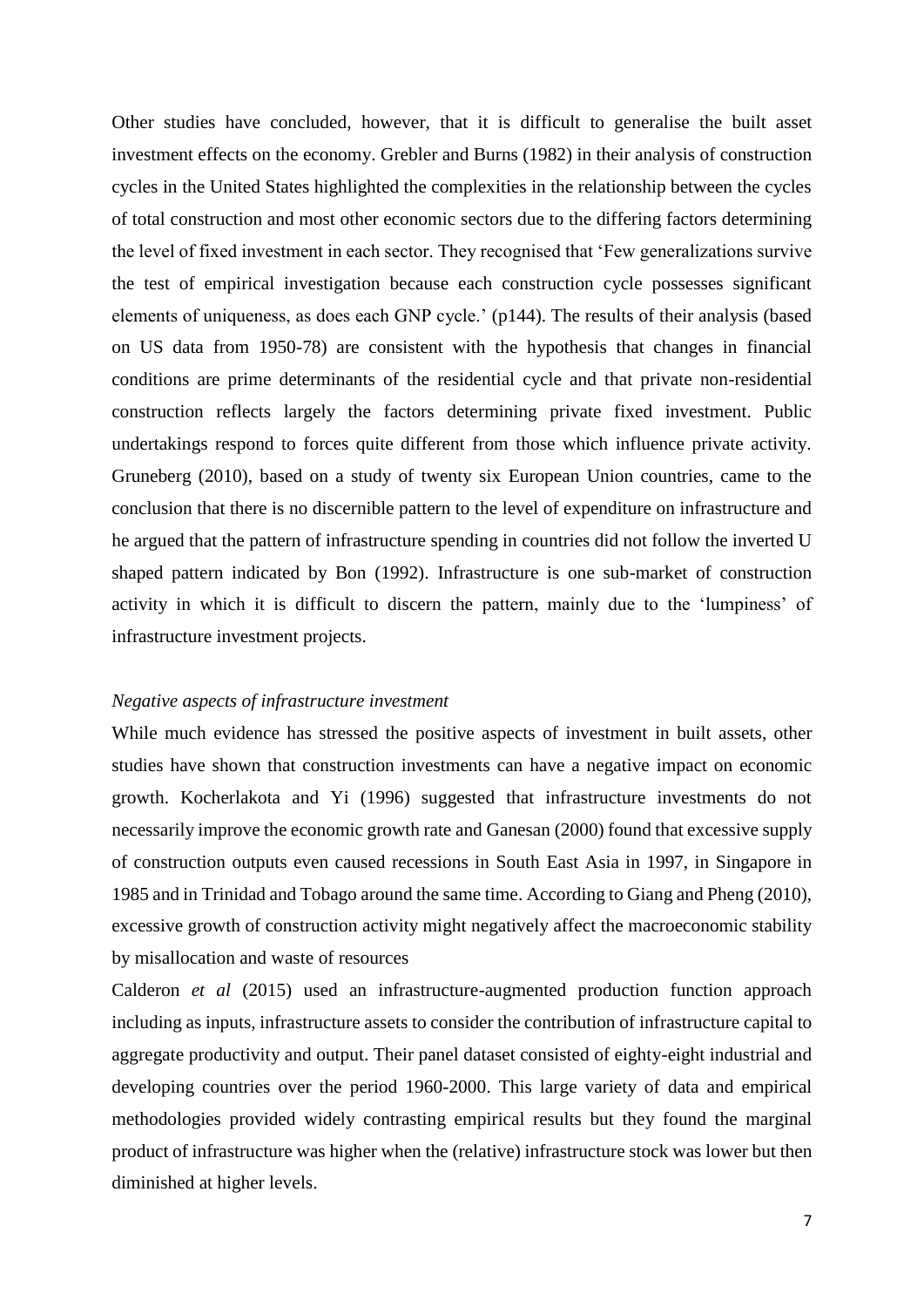Other studies have concluded, however, that it is difficult to generalise the built asset investment effects on the economy. Grebler and Burns (1982) in their analysis of construction cycles in the United States highlighted the complexities in the relationship between the cycles of total construction and most other economic sectors due to the differing factors determining the level of fixed investment in each sector. They recognised that 'Few generalizations survive the test of empirical investigation because each construction cycle possesses significant elements of uniqueness, as does each GNP cycle.' (p144). The results of their analysis (based on US data from 1950-78) are consistent with the hypothesis that changes in financial conditions are prime determinants of the residential cycle and that private non-residential construction reflects largely the factors determining private fixed investment. Public undertakings respond to forces quite different from those which influence private activity. Gruneberg (2010), based on a study of twenty six European Union countries, came to the conclusion that there is no discernible pattern to the level of expenditure on infrastructure and he argued that the pattern of infrastructure spending in countries did not follow the inverted U shaped pattern indicated by Bon (1992). Infrastructure is one sub-market of construction activity in which it is difficult to discern the pattern, mainly due to the 'lumpiness' of infrastructure investment projects.

*Negative aspects of infrastructure investment*

While much evidence has stressed the positive aspects of investment in built assets, other studies have shown that construction investments can have a negative impact on economic growth. Kocherlakota and Yi (1996) suggested that infrastructure investments do not necessarily improve the economic growth rate and Ganesan (2000) found that excessive supply of construction outputs even caused recessions in South East Asia in 1997, in Singapore in 1985 and in Trinidad and Tobago around the same time. According to Giang and Pheng (2010), excessive growth of construction activity might negatively affect the macroeconomic stability by misallocation and waste of resources

Calderon *et al* (2015) used an infrastructure-augmented production function approach including as inputs, infrastructure assets to consider the contribution of infrastructure capital to aggregate productivity and output. Their panel dataset consisted of eighty-eight industrial and developing countries over the period 1960-2000. This large variety of data and empirical methodologies provided widely contrasting empirical results but they found the marginal product of infrastructure was higher when the (relative) infrastructure stock was lower but then diminished at higher levels.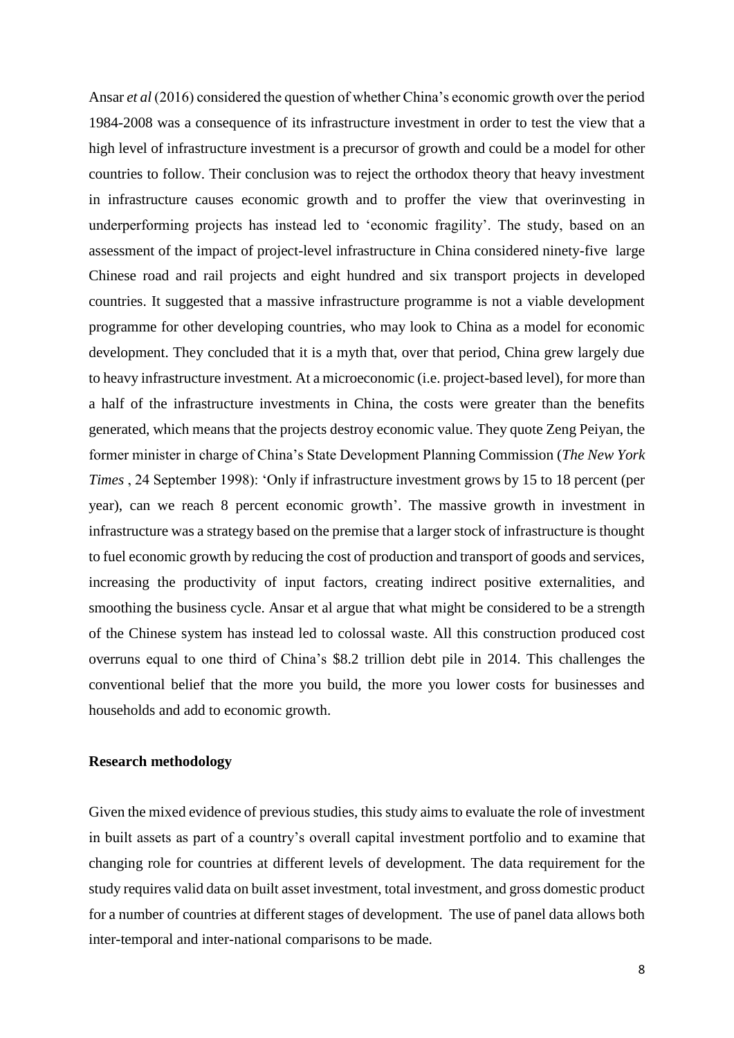Ansar *et al* (2016) considered the question of whether China's economic growth over the period 1984-2008 was a consequence of its infrastructure investment in order to test the view that a high level of infrastructure investment is a precursor of growth and could be a model for other countries to follow. Their conclusion was to reject the orthodox theory that heavy investment in infrastructure causes economic growth and to proffer the view that overinvesting in underperforming projects has instead led to 'economic fragility'. The study, based on an assessment of the impact of project-level infrastructure in China considered ninety-five large Chinese road and rail projects and eight hundred and six transport projects in developed countries. It suggested that a massive infrastructure programme is not a viable development programme for other developing countries, who may look to China as a model for economic development. They concluded that it is a myth that, over that period, China grew largely due to heavy infrastructure investment. At a microeconomic (i.e. project-based level), for more than a half of the infrastructure investments in China, the costs were greater than the benefits generated, which means that the projects destroy economic value. They quote Zeng Peiyan, the former minister in charge of China's State Development Planning Commission (*The New York Times* , 24 September 1998): 'Only if infrastructure investment grows by 15 to 18 percent (per year), can we reach 8 percent economic growth'. The massive growth in investment in infrastructure was a strategy based on the premise that a larger stock of infrastructure is thought to fuel economic growth by reducing the cost of production and transport of goods and services, increasing the productivity of input factors, creating indirect positive externalities, and smoothing the business cycle. Ansar et al argue that what might be considered to be a strength of the Chinese system has instead led to colossal waste. All this construction produced cost overruns equal to one third of China's $8.2 trillion debt pile in 2014. This challenges the conventional belief that the more you build, the more you lower costs for businesses and households and add to economic growth.

**Research methodology**

Given the mixed evidence of previous studies, this study aims to evaluate the role of investment in built assets as part of a country's overall capital investment portfolio and to examine that changing role for countries at different levels of development. The data requirement for the study requires valid data on built asset investment, total investment, and gross domestic product for a number of countries at different stages of development. The use of panel data allows both inter-temporal and inter-national comparisons to be made.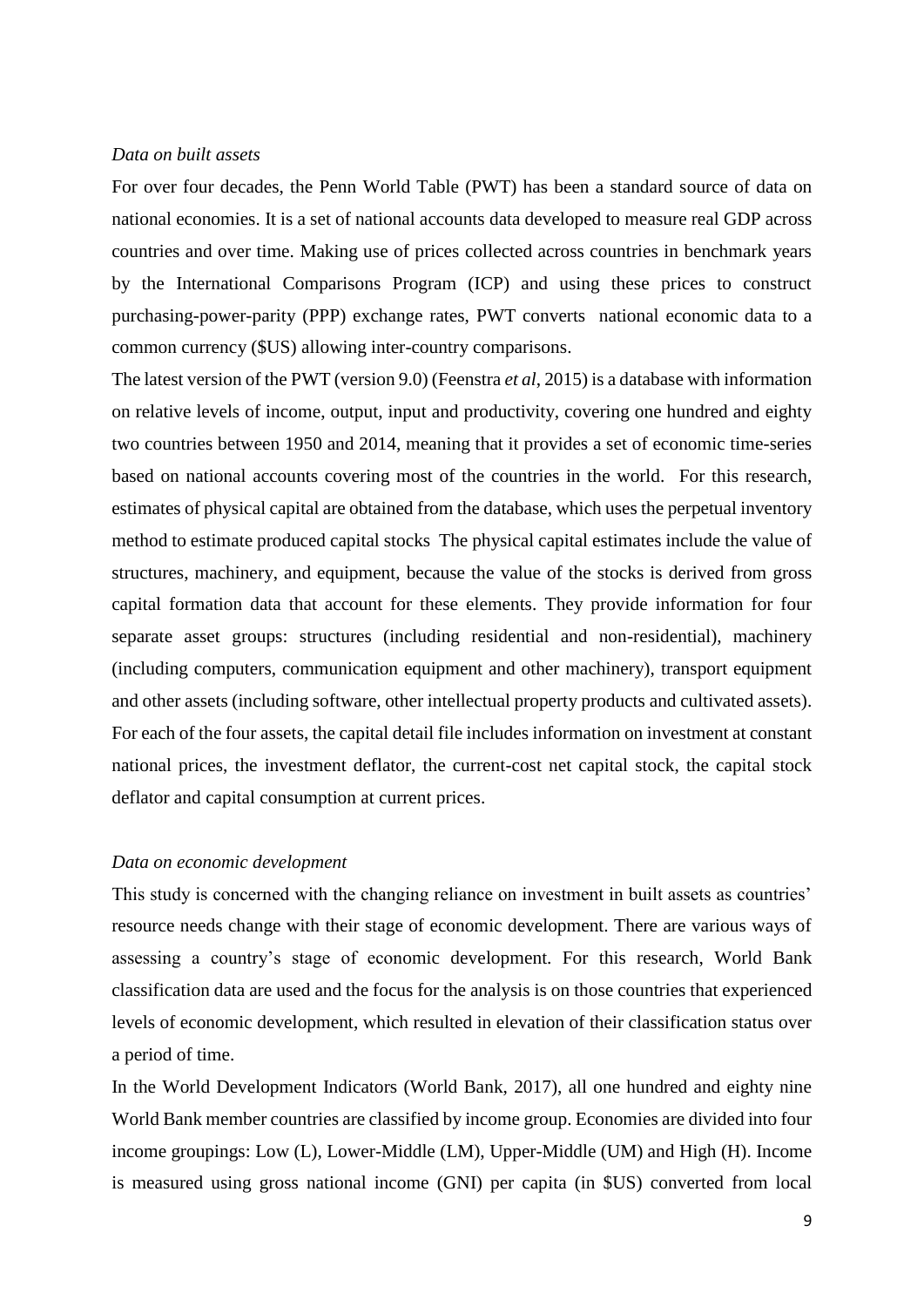*Data on built assets*

For over four decades, the Penn World Table (PWT) has been a standard source of data on national economies. It is a set of national accounts data developed to measure real GDP across countries and over time. Making use of prices collected across countries in benchmark years by the International Comparisons Program (ICP) and using these prices to construct purchasing-power-parity (PPP) exchange rates, PWT converts national economic data to a common currency ($US) allowing inter-country comparisons.

The latest version of the PWT (version 9.0) (Feenstra *et al*, 2015) is a database with information on relative levels of income, output, input and productivity, covering one hundred and eighty two countries between 1950 and 2014, meaning that it provides a set of economic time-series based on national accounts covering most of the countries in the world. For this research, estimates of physical capital are obtained from the database, which uses the perpetual inventory method to estimate produced capital stocks The physical capital estimates include the value of structures, machinery, and equipment, because the value of the stocks is derived from gross capital formation data that account for these elements. They provide information for four separate asset groups: structures (including residential and non-residential), machinery (including computers, communication equipment and other machinery), transport equipment and other assets (including software, other intellectual property products and cultivated assets). For each of the four assets, the capital detail file includes information on investment at constant national prices, the investment deflator, the current-cost net capital stock, the capital stock deflator and capital consumption at current prices.

*Data on economic development*

This study is concerned with the changing reliance on investment in built assets as countries' resource needs change with their stage of economic development. There are various ways of assessing a country's stage of economic development. For this research, World Bank classification data are used and the focus for the analysis is on those countries that experienced levels of economic development, which resulted in elevation of their classification status over a period of time.

In the World Development Indicators (World Bank, 2017), all one hundred and eighty nine World Bank member countries are classified by income group. Economies are divided into four income groupings: Low (L), Lower-Middle (LM), Upper-Middle (UM) and High (H). Income is measured using gross national income (GNI) per capita (in $US) converted from local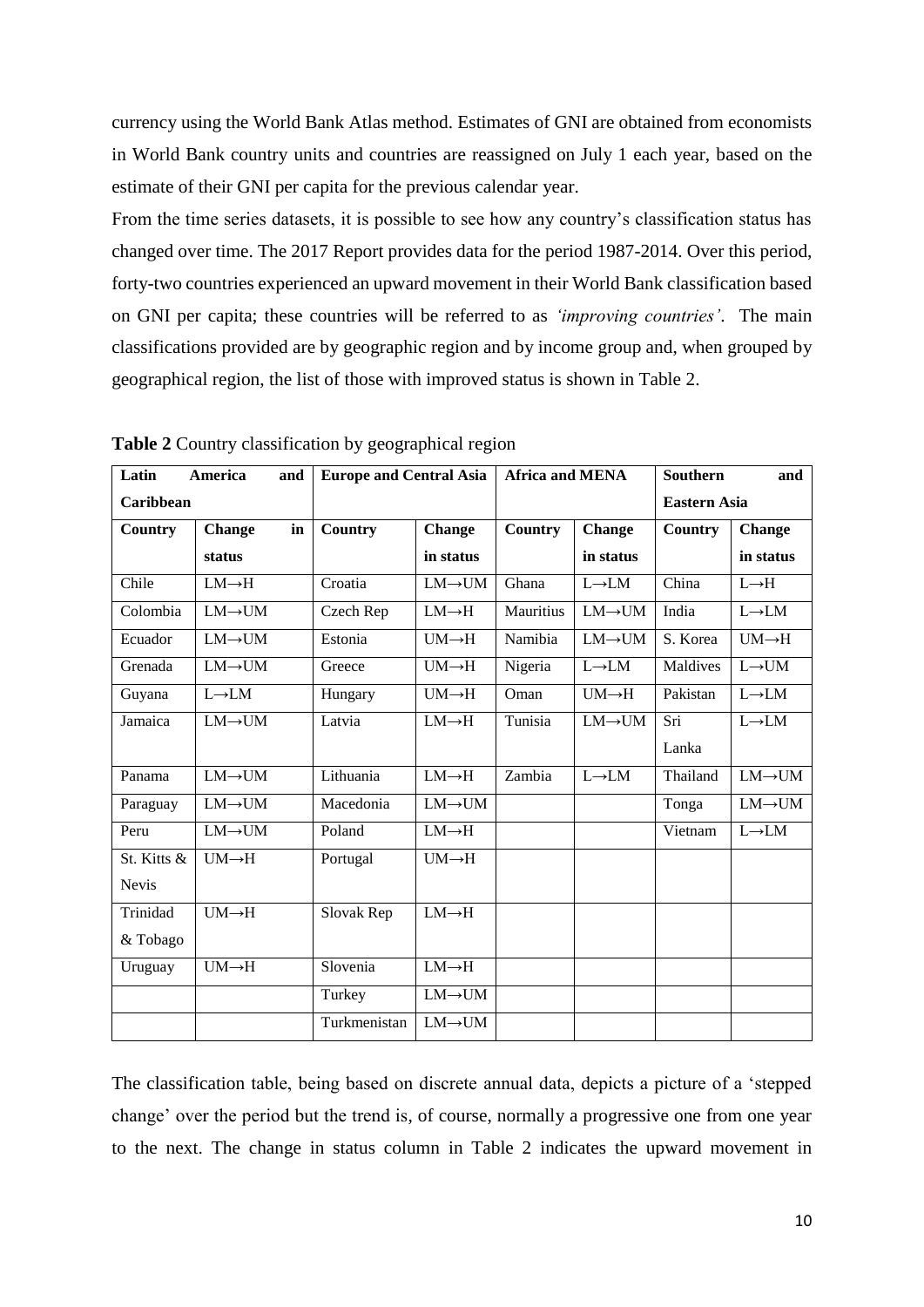currency using the World Bank Atlas method. Estimates of GNI are obtained from economists in World Bank country units and countries are reassigned on July 1 each year, based on the estimate of their GNI per capita for the previous calendar year.

From the time series datasets, it is possible to see how any country's classification status has changed over time. The 2017 Report provides data for the period 1987-2014. Over this period, forty-two countries experienced an upward movement in their World Bank classification based on GNI per capita; these countries will be referred to as *'improving countries'*. The main classifications provided are by geographic region and by income group and, when grouped by geographical region, the list of those with improved status is shown in Table 2.

**Table 2** Country classification by geographical region

| **Latin America and Caribbean** | | **Europe and Central Asia** | | **Africa and MENA** | | **Southern and Eastern Asia** | |
|---|---|---|---|---|---|---|---|
| **Country** | **Change in status** | **Country** | **Change in status** | **Country** | **Change in status** | **Country** | **Change in status** |
| Chile | LM→H | Croatia | LM→UM | Ghana | L→LM | China | L→H |
| Colombia | LM→UM | Czech Rep | LM→H | Mauritius | LM→UM | India | L→LM |
| Ecuador | LM→UM | Estonia | UM→H | Namibia | LM→UM | S. Korea | UM→H |
| Grenada | LM→UM | Greece | UM→H | Nigeria | L→LM | Maldives | L→UM |
| Guyana | L→LM | Hungary | UM→H | Oman | UM→H | Pakistan | L→LM |
| Jamaica | LM→UM | Latvia | LM→H | Tunisia | LM→UM | Sri Lanka | L→LM |
| Panama | LM→UM | Lithuania | LM→H | Zambia | L→LM | Thailand | LM→UM |
| Paraguay | LM→UM | Macedonia | LM→UM | | | Tonga | LM→UM |
| Peru | LM→UM | Poland | LM→H | | | Vietnam | L→LM |
| St. Kitts & Nevis | UM→H | Portugal | UM→H | | | | |
| Trinidad & Tobago | UM→H | Slovak Rep | LM→H | | | | |
| Uruguay | UM→H | Slovenia | LM→H | | | | |
| | | Turkey | LM→UM | | | | |
| | | Turkmenistan | LM→UM | | | | |

The classification table, being based on discrete annual data, depicts a picture of a 'stepped change' over the period but the trend is, of course, normally a progressive one from one year to the next. The change in status column in Table 2 indicates the upward movement in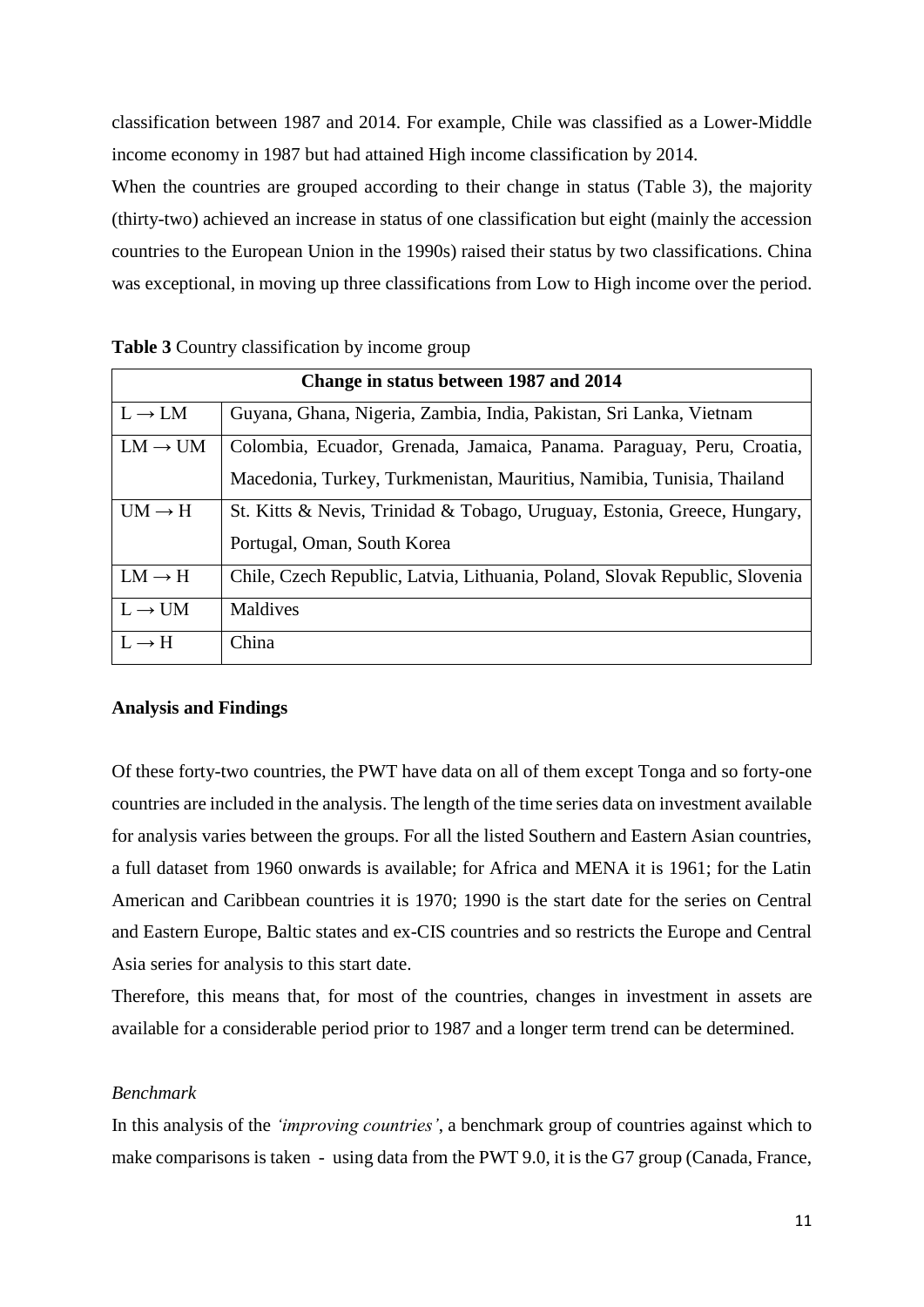classification between 1987 and 2014. For example, Chile was classified as a Lower-Middle income economy in 1987 but had attained High income classification by 2014.

When the countries are grouped according to their change in status (Table 3), the majority (thirty-two) achieved an increase in status of one classification but eight (mainly the accession countries to the European Union in the 1990s) raised their status by two classifications. China was exceptional, in moving up three classifications from Low to High income over the period.

**Table 3** Country classification by income group

| Change in status between 1987 and 2014 | |
|---|---|
| L → LM | Guyana, Ghana, Nigeria, Zambia, India, Pakistan, Sri Lanka, Vietnam |
| LM → UM | Colombia, Ecuador, Grenada, Jamaica, Panama. Paraguay, Peru, Croatia, Macedonia, Turkey, Turkmenistan, Mauritius, Namibia, Tunisia, Thailand |
| UM → H | St. Kitts & Nevis, Trinidad & Tobago, Uruguay, Estonia, Greece, Hungary, Portugal, Oman, South Korea |
| LM → H | Chile, Czech Republic, Latvia, Lithuania, Poland, Slovak Republic, Slovenia |
| L → UM | Maldives |
| L → H | China |

**Analysis and Findings**

Of these forty-two countries, the PWT have data on all of them except Tonga and so forty-one countries are included in the analysis. The length of the time series data on investment available for analysis varies between the groups. For all the listed Southern and Eastern Asian countries, a full dataset from 1960 onwards is available; for Africa and MENA it is 1961; for the Latin American and Caribbean countries it is 1970; 1990 is the start date for the series on Central and Eastern Europe, Baltic states and ex-CIS countries and so restricts the Europe and Central Asia series for analysis to this start date.

Therefore, this means that, for most of the countries, changes in investment in assets are available for a considerable period prior to 1987 and a longer term trend can be determined.

*Benchmark*

In this analysis of the *'improving countries'*, a benchmark group of countries against which to make comparisons is taken - using data from the PWT 9.0, it is the G7 group (Canada, France,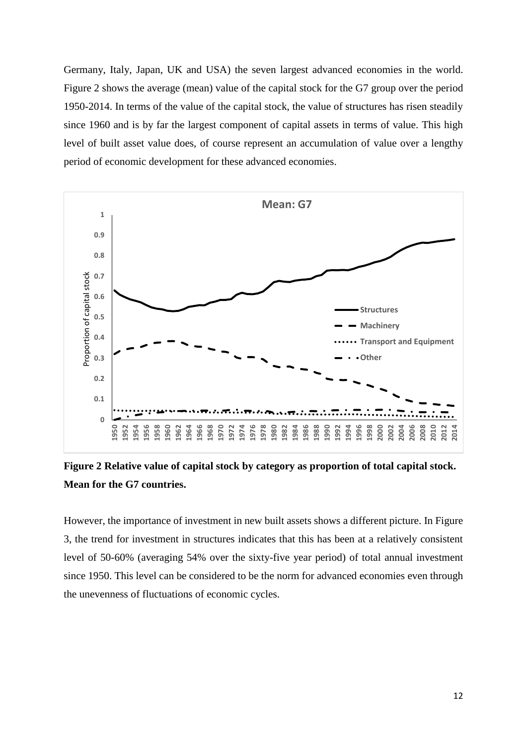Germany, Italy, Japan, UK and USA) the seven largest advanced economies in the world. Figure 2 shows the average (mean) value of the capital stock for the G7 group over the period 1950-2014. In terms of the value of the capital stock, the value of structures has risen steadily since 1960 and is by far the largest component of capital assets in terms of value. This high level of built asset value does, of course represent an accumulation of value over a lengthy period of economic development for these advanced economies.

**Figure 2 Relative value of capital stock by category as proportion of total capital stock. Mean for the G7 countries.**

However, the importance of investment in new built assets shows a different picture. In Figure 3, the trend for investment in structures indicates that this has been at a relatively consistent level of 50-60% (averaging 54% over the sixty-five year period) of total annual investment since 1950. This level can be considered to be the norm for advanced economies even through the unevenness of fluctuations of economic cycles.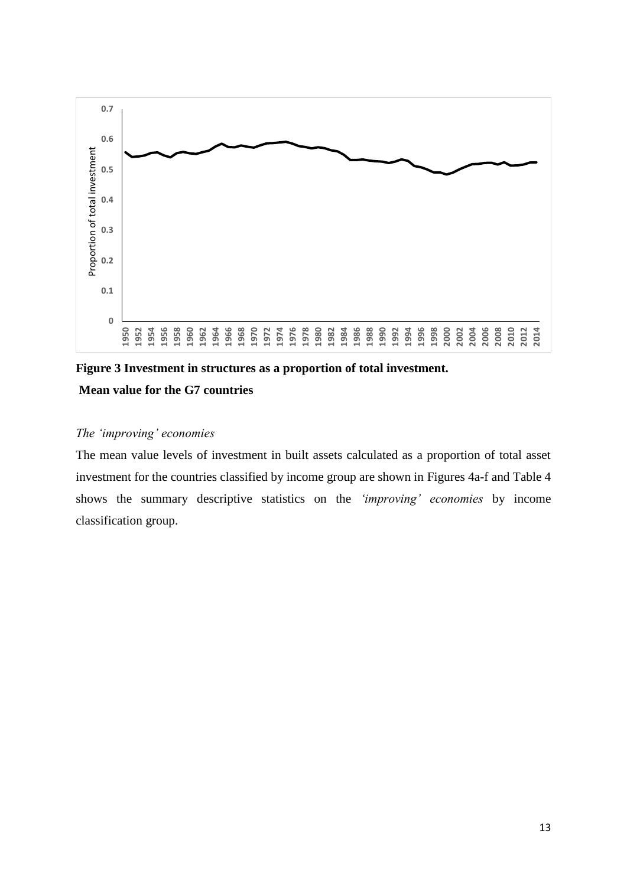**Figure 3 Investment in structures as a proportion of total investment. Mean value for the G7 countries**

*The 'improving' economies*

The mean value levels of investment in built assets calculated as a proportion of total asset investment for the countries classified by income group are shown in Figures 4a-f and Table 4 shows the summary descriptive statistics on the *'improving' economies* by income classification group.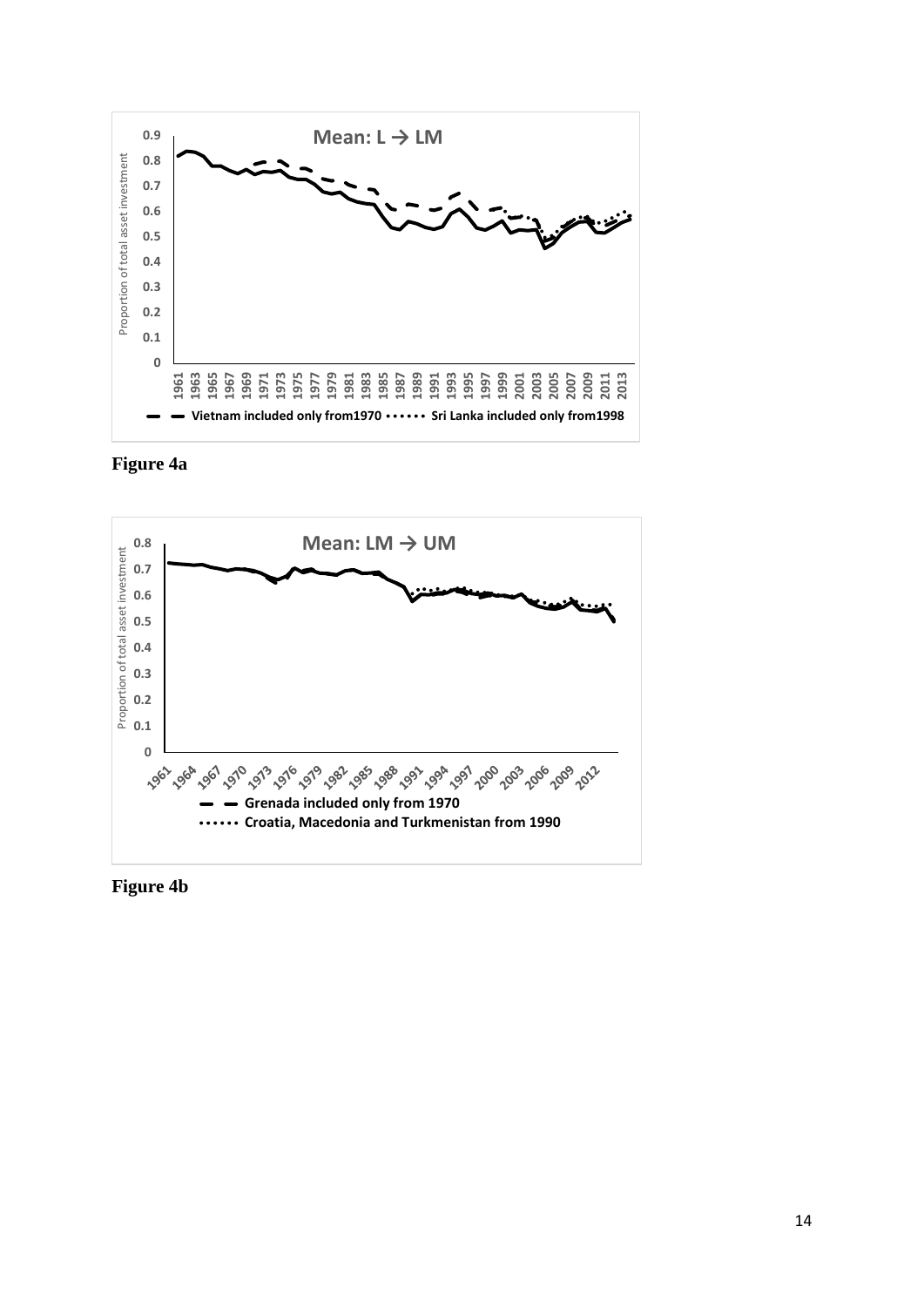**Figure 4a**

**Figure 4b**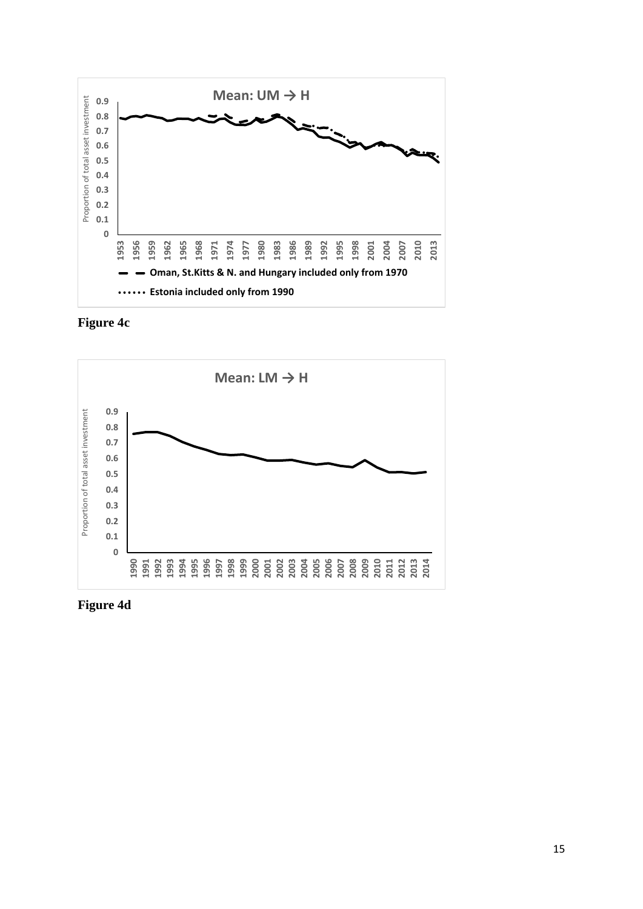**Figure 4c**

**Figure 4d**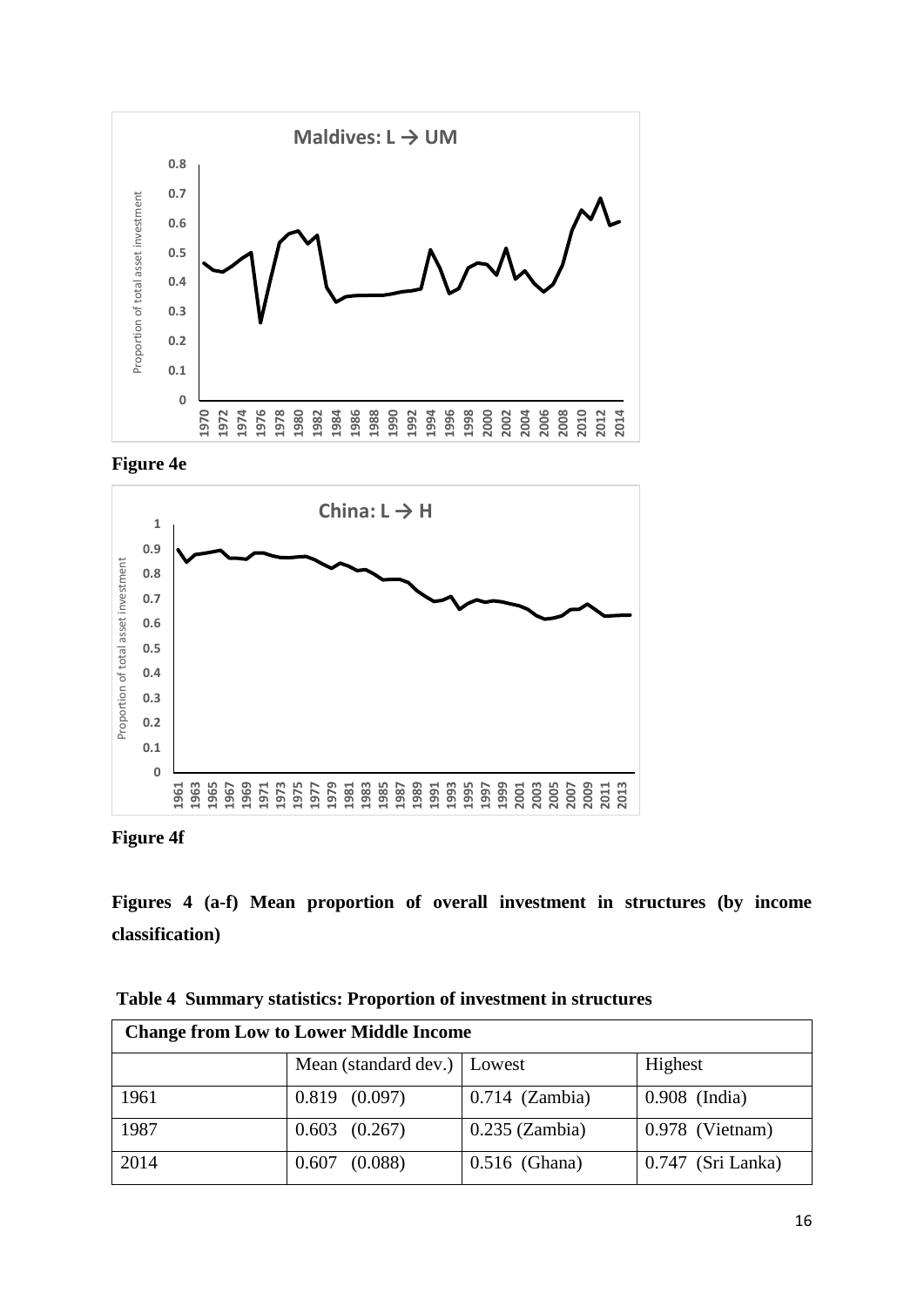**Figure 4e**

**Figure 4f**

**Figures 4 (a-f) Mean proportion of overall investment in structures (by income classification)**

**Table 4 Summary statistics: Proportion of investment in structures**

| **Change from Low to Lower Middle Income** | | | |
|---|---|---|---|
| | Mean (standard dev.) | Lowest | Highest |
| 1961 | 0.819 (0.097) | 0.714 (Zambia) | 0.908 (India) |
| 1987 | 0.603 (0.267) | 0.235 (Zambia) | 0.978 (Vietnam) |
| 2014 | 0.607 (0.088) | 0.516 (Ghana) | 0.747 (Sri Lanka) |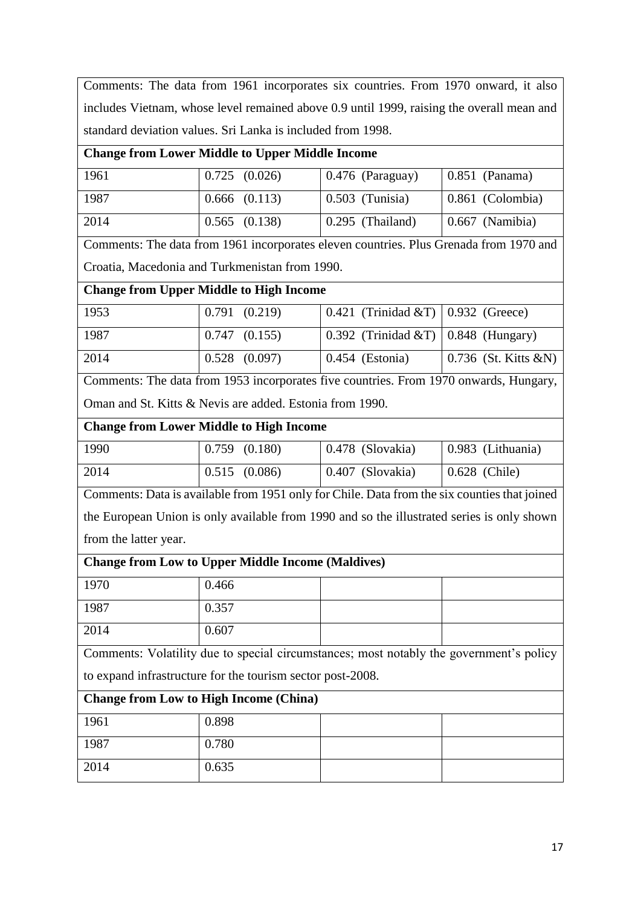| | | | |
|---|---|---|---|
| Comments: The data from 1961 incorporates six countries. From 1970 onward, it also includes Vietnam, whose level remained above 0.9 until 1999, raising the overall mean and standard deviation values. Sri Lanka is included from 1998. | | | |
| **Change from Lower Middle to Upper Middle Income** | | | |
| 1961 | 0.725 (0.026) | 0.476 (Paraguay) | 0.851 (Panama) |
| 1987 | 0.666 (0.113) | 0.503 (Tunisia) | 0.861 (Colombia) |
| 2014 | 0.565 (0.138) | 0.295 (Thailand) | 0.667 (Namibia) |
| Comments: The data from 1961 incorporates eleven countries. Plus Grenada from 1970 and Croatia, Macedonia and Turkmenistan from 1990. | | | |
| **Change from Upper Middle to High Income** | | | |
| 1953 | 0.791 (0.219) | 0.421 (Trinidad &T) | 0.932 (Greece) |
| 1987 | 0.747 (0.155) | 0.392 (Trinidad &T) | 0.848 (Hungary) |
| 2014 | 0.528 (0.097) | 0.454 (Estonia) | 0.736 (St. Kitts &N) |
| Comments: The data from 1953 incorporates five countries. From 1970 onwards, Hungary, Oman and St. Kitts & Nevis are added. Estonia from 1990. | | | |
| **Change from Lower Middle to High Income** | | | |
| 1990 | 0.759 (0.180) | 0.478 (Slovakia) | 0.983 (Lithuania) |
| 2014 | 0.515 (0.086) | 0.407 (Slovakia) | 0.628 (Chile) |
| Comments: Data is available from 1951 only for Chile. Data from the six counties that joined the European Union is only available from 1990 and so the illustrated series is only shown from the latter year. | | | |
| **Change from Low to Upper Middle Income (Maldives)** | | | |
| 1970 | 0.466 | | |
| 1987 | 0.357 | | |
| 2014 | 0.607 | | |
| Comments: Volatility due to special circumstances; most notably the government's policy to expand infrastructure for the tourism sector post-2008. | | | |
| **Change from Low to High Income (China)** | | | |
| 1961 | 0.898 | | |
| 1987 | 0.780 | | |
| 2014 | 0.635 | | |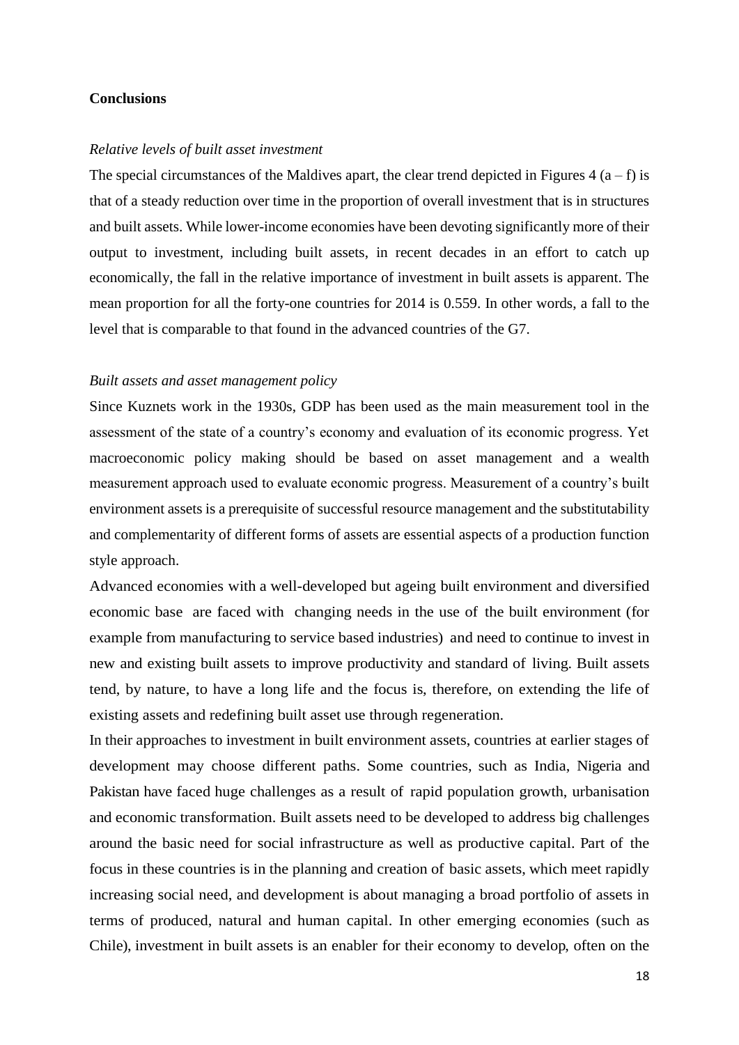**Conclusions**

*Relative levels of built asset investment*

The special circumstances of the Maldives apart, the clear trend depicted in Figures 4 (a – f) is that of a steady reduction over time in the proportion of overall investment that is in structures and built assets. While lower-income economies have been devoting significantly more of their output to investment, including built assets, in recent decades in an effort to catch up economically, the fall in the relative importance of investment in built assets is apparent. The mean proportion for all the forty-one countries for 2014 is 0.559. In other words, a fall to the level that is comparable to that found in the advanced countries of the G7.

*Built assets and asset management policy*

Since Kuznets work in the 1930s, GDP has been used as the main measurement tool in the assessment of the state of a country's economy and evaluation of its economic progress. Yet macroeconomic policy making should be based on asset management and a wealth measurement approach used to evaluate economic progress. Measurement of a country's built environment assets is a prerequisite of successful resource management and the substitutability and complementarity of different forms of assets are essential aspects of a production function style approach.

Advanced economies with a well-developed but ageing built environment and diversified economic base are faced with changing needs in the use of the built environment (for example from manufacturing to service based industries) and need to continue to invest in new and existing built assets to improve productivity and standard of living. Built assets tend, by nature, to have a long life and the focus is, therefore, on extending the life of existing assets and redefining built asset use through regeneration.

In their approaches to investment in built environment assets, countries at earlier stages of development may choose different paths. Some countries, such as India, Nigeria and Pakistan have faced huge challenges as a result of rapid population growth, urbanisation and economic transformation. Built assets need to be developed to address big challenges around the basic need for social infrastructure as well as productive capital. Part of the focus in these countries is in the planning and creation of basic assets, which meet rapidly increasing social need, and development is about managing a broad portfolio of assets in terms of produced, natural and human capital. In other emerging economies (such as Chile), investment in built assets is an enabler for their economy to develop, often on the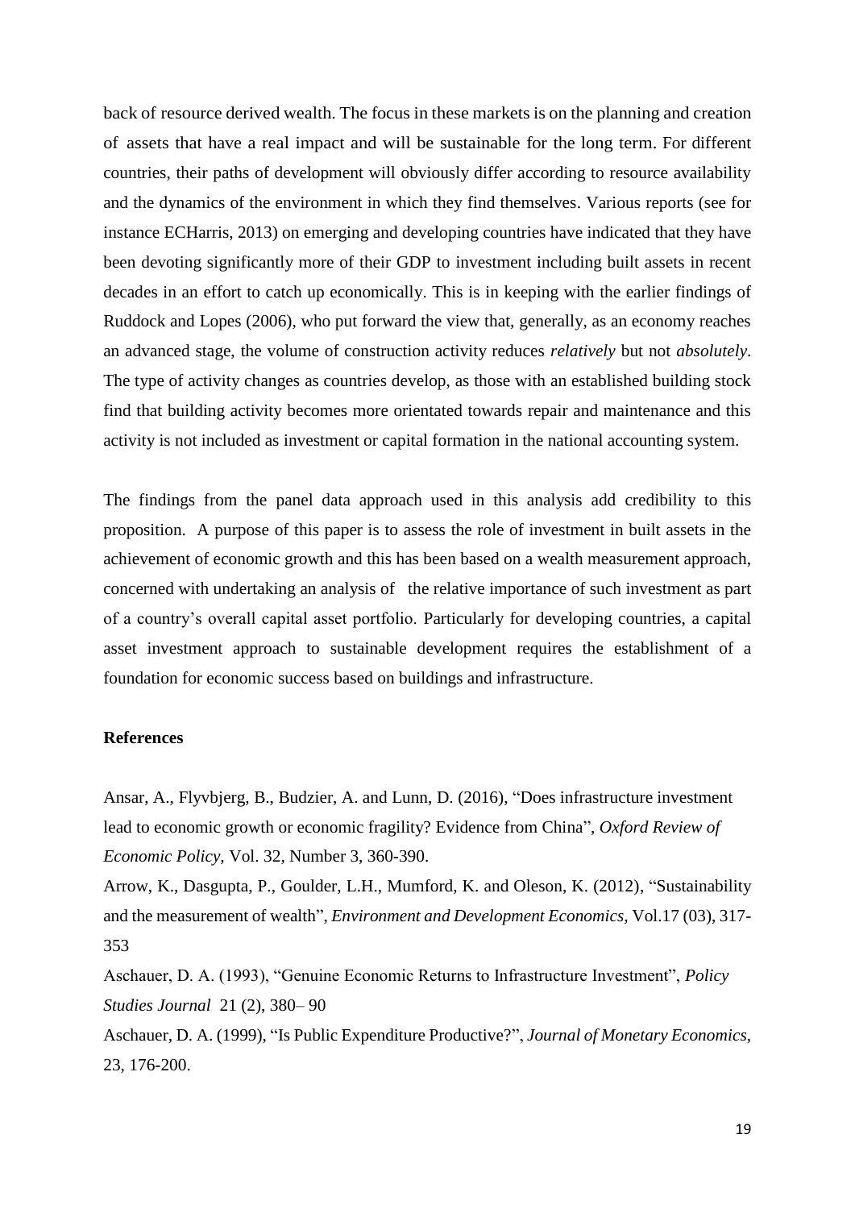back of resource derived wealth. The focus in these markets is on the planning and creation of assets that have a real impact and will be sustainable for the long term. For different countries, their paths of development will obviously differ according to resource availability and the dynamics of the environment in which they find themselves. Various reports (see for instance ECHarris, 2013) on emerging and developing countries have indicated that they have been devoting significantly more of their GDP to investment including built assets in recent decades in an effort to catch up economically. This is in keeping with the earlier findings of Ruddock and Lopes (2006), who put forward the view that, generally, as an economy reaches an advanced stage, the volume of construction activity reduces *relatively* but not *absolutely*. The type of activity changes as countries develop, as those with an established building stock find that building activity becomes more orientated towards repair and maintenance and this activity is not included as investment or capital formation in the national accounting system.

The findings from the panel data approach used in this analysis add credibility to this proposition. A purpose of this paper is to assess the role of investment in built assets in the achievement of economic growth and this has been based on a wealth measurement approach, concerned with undertaking an analysis of the relative importance of such investment as part of a country's overall capital asset portfolio. Particularly for developing countries, a capital asset investment approach to sustainable development requires the establishment of a foundation for economic success based on buildings and infrastructure.

**References**

Ansar, A., Flyvbjerg, B., Budzier, A. and Lunn, D. (2016), "Does infrastructure investment lead to economic growth or economic fragility? Evidence from China", *Oxford Review of Economic Policy*, Vol. 32, Number 3, 360-390.

Arrow, K., Dasgupta, P., Goulder, L.H., Mumford, K. and Oleson, K. (2012), "Sustainability and the measurement of wealth", *Environment and Development Economics*, Vol.17 (03), 317-353

Aschauer, D. A. (1993), "Genuine Economic Returns to Infrastructure Investment", *Policy Studies Journal* 21 (2), 380– 90

Aschauer, D. A. (1999), "Is Public Expenditure Productive?", *Journal of Monetary Economics*, 23, 176-200.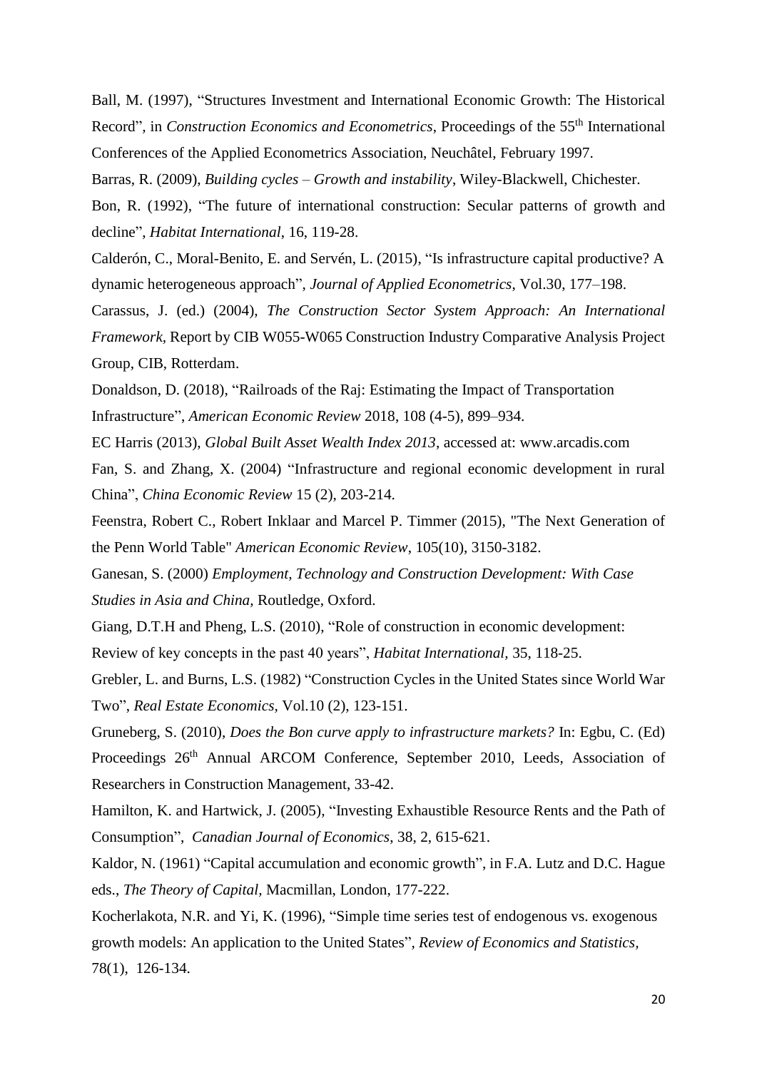Ball, M. (1997), "Structures Investment and International Economic Growth: The Historical Record", in *Construction Economics and Econometrics*, Proceedings of the 55th International Conferences of the Applied Econometrics Association, Neuchâtel, February 1997.

Barras, R. (2009), *Building cycles – Growth and instability*, Wiley-Blackwell, Chichester.

Bon, R. (1992), "The future of international construction: Secular patterns of growth and decline", *Habitat International*, 16, 119-28.

Calderón, C., Moral-Benito, E. and Servén, L. (2015), "Is infrastructure capital productive? A dynamic heterogeneous approach", *Journal of Applied Econometrics*, Vol.30, 177–198.

Carassus, J. (ed.) (2004), *The Construction Sector System Approach: An International Framework,* Report by CIB W055-W065 Construction Industry Comparative Analysis Project Group, CIB, Rotterdam.

Donaldson, D. (2018), "Railroads of the Raj: Estimating the Impact of Transportation Infrastructure", *American Economic Review* 2018, 108 (4-5), 899–934.

EC Harris (2013), *Global Built Asset Wealth Index 2013*, accessed at: www.arcadis.com

Fan, S. and Zhang, X. (2004) "Infrastructure and regional economic development in rural China", *China Economic Review* 15 (2), 203-214.

Feenstra, Robert C., Robert Inklaar and Marcel P. Timmer (2015), "The Next Generation of the Penn World Table" *American Economic Review*, 105(10), 3150-3182.

Ganesan, S. (2000) *Employment, Technology and Construction Development: With Case Studies in Asia and China,* Routledge, Oxford.

Giang, D.T.H and Pheng, L.S. (2010), "Role of construction in economic development: Review of key concepts in the past 40 years", *Habitat International*, 35, 118-25.

Grebler, L. and Burns, L.S. (1982) "Construction Cycles in the United States since World War Two", *Real Estate Economics,* Vol.10 (2), 123-151.

Gruneberg, S. (2010), *Does the Bon curve apply to infrastructure markets?* In: Egbu, C. (Ed) Proceedings 26th Annual ARCOM Conference, September 2010, Leeds, Association of Researchers in Construction Management, 33-42.

Hamilton, K. and Hartwick, J. (2005), "Investing Exhaustible Resource Rents and the Path of Consumption", *Canadian Journal of Economics*, 38, 2, 615-621.

Kaldor, N. (1961) "Capital accumulation and economic growth", in F.A. Lutz and D.C. Hague eds., *The Theory of Capital,* Macmillan, London, 177-222.

Kocherlakota, N.R. and Yi, K. (1996), "Simple time series test of endogenous vs. exogenous growth models: An application to the United States", *Review of Economics and Statistics,* 78(1), 126-134.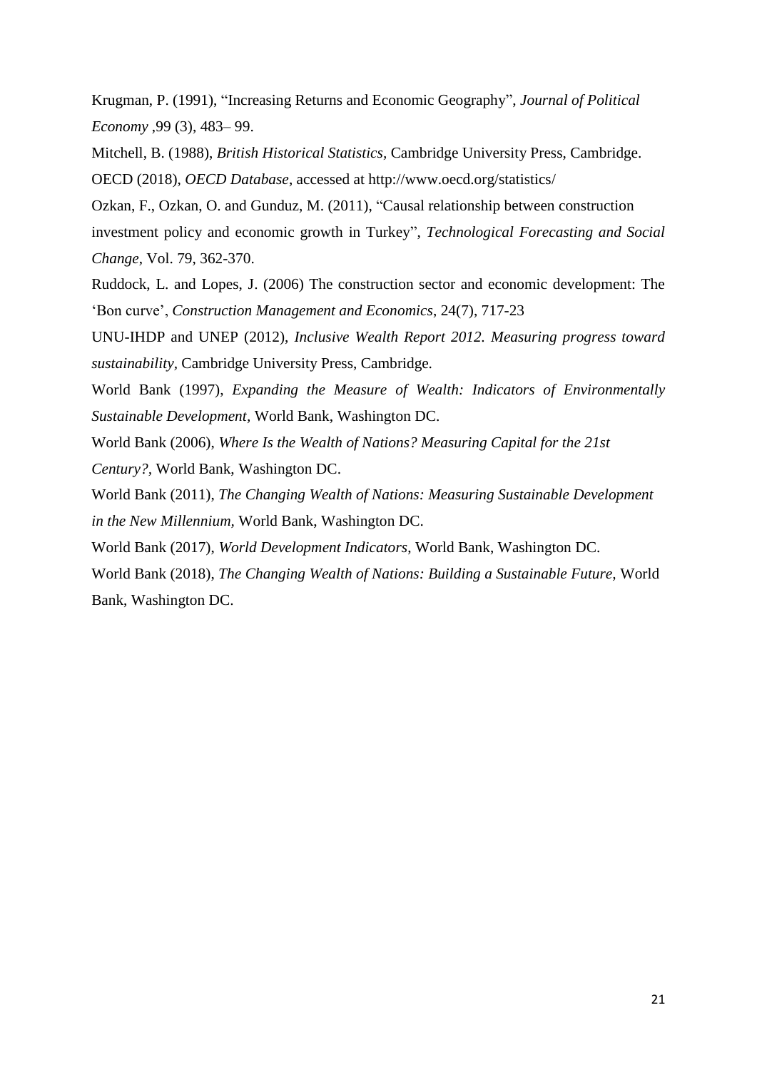Krugman, P. (1991), "Increasing Returns and Economic Geography", *Journal of Political Economy* ,99 (3), 483– 99.

Mitchell, B. (1988), *British Historical Statistics*, Cambridge University Press, Cambridge.

OECD (2018), *OECD Database*, accessed at http://www.oecd.org/statistics/

Ozkan, F., Ozkan, O. and Gunduz, M. (2011), "Causal relationship between construction investment policy and economic growth in Turkey", *Technological Forecasting and Social Change*, Vol. 79, 362-370.

Ruddock, L. and Lopes, J. (2006) The construction sector and economic development: The 'Bon curve', *Construction Management and Economics*, 24(7), 717-23

UNU-IHDP and UNEP (2012), *Inclusive Wealth Report 2012. Measuring progress toward sustainability,* Cambridge University Press, Cambridge.

World Bank (1997), *Expanding the Measure of Wealth: Indicators of Environmentally Sustainable Development,* World Bank, Washington DC.

World Bank (2006), *Where Is the Wealth of Nations? Measuring Capital for the 21st Century?,* World Bank, Washington DC.

World Bank (2011), *The Changing Wealth of Nations: Measuring Sustainable Development in the New Millennium,* World Bank, Washington DC.

World Bank (2017), *World Development Indicators,* World Bank, Washington DC.

World Bank (2018), *The Changing Wealth of Nations: Building a Sustainable Future,* World Bank, Washington DC.